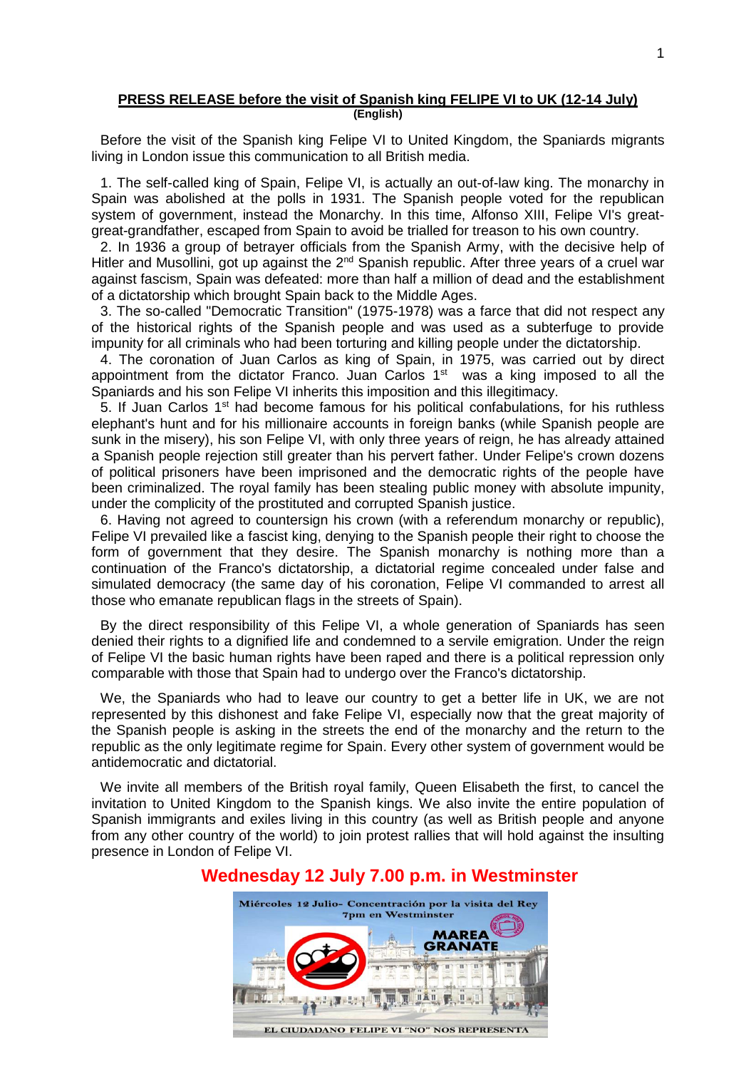**PRESS RELEASE before the visit of Spanish king FELIPE VI to UK (12-14 July)**

**(English)**

Before the visit of the Spanish king Felipe VI to United Kingdom, the Spaniards migrants living in London issue this communication to all British media.

1. The self-called king of Spain, Felipe VI, is actually an out-of-law king. The monarchy in Spain was abolished at the polls in 1931. The Spanish people voted for the republican system of government, instead the Monarchy. In this time, Alfonso XIII, Felipe VI's great-great-grandfather, escaped from Spain to avoid be trialled for treason to his own country.
2. In 1936 a group of betrayer officials from the Spanish Army, with the decisive help of Hitler and Musollini, got up against the 2nd Spanish republic. After three years of a cruel war against fascism, Spain was defeated: more than half a million of dead and the establishment of a dictatorship which brought Spain back to the Middle Ages.
3. The so-called "Democratic Transition" (1975-1978) was a farce that did not respect any of the historical rights of the Spanish people and was used as a subterfuge to provide impunity for all criminals who had been torturing and killing people under the dictatorship.
4. The coronation of Juan Carlos as king of Spain, in 1975, was carried out by direct appointment from the dictator Franco. Juan Carlos 1st was a king imposed to all the Spaniards and his son Felipe VI inherits this imposition and this illegitimacy.
5. If Juan Carlos 1st had become famous for his political confabulations, for his ruthless elephant's hunt and for his millionaire accounts in foreign banks (while Spanish people are sunk in the misery), his son Felipe VI, with only three years of reign, he has already attained a Spanish people rejection still greater than his pervert father. Under Felipe's crown dozens of political prisoners have been imprisoned and the democratic rights of the people have been criminalized. The royal family has been stealing public money with absolute impunity, under the complicity of the prostituted and corrupted Spanish justice.
6. Having not agreed to countersign his crown (with a referendum monarchy or republic), Felipe VI prevailed like a fascist king, denying to the Spanish people their right to choose the form of government that they desire. The Spanish monarchy is nothing more than a continuation of the Franco's dictatorship, a dictatorial regime concealed under false and simulated democracy (the same day of his coronation, Felipe VI commanded to arrest all those who emanate republican flags in the streets of Spain).

By the direct responsibility of this Felipe VI, a whole generation of Spaniards has seen denied their rights to a dignified life and condemned to a servile emigration. Under the reign of Felipe VI the basic human rights have been raped and there is a political repression only comparable with those that Spain had to undergo over the Franco's dictatorship.

We, the Spaniards who had to leave our country to get a better life in UK, we are not represented by this dishonest and fake Felipe VI, especially now that the great majority of the Spanish people is asking in the streets the end of the monarchy and the return to the republic as the only legitimate regime for Spain. Every other system of government would be antidemocratic and dictatorial.

We invite all members of the British royal family, Queen Elisabeth the first, to cancel the invitation to United Kingdom to the Spanish kings. We also invite the entire population of Spanish immigrants and exiles living in this country (as well as British people and anyone from any other country of the world) to join protest rallies that will hold against the insulting presence in London of Felipe VI.

**Wednesday 12 July 7.00 p.m. in Westminster**

Miércoles 12 Julio- Concentración por la visita del Rey 7pm en Westminster

MAREA GRANATE

EL CIUDADANO FELIPE VI "NO" NOS REPRESENTA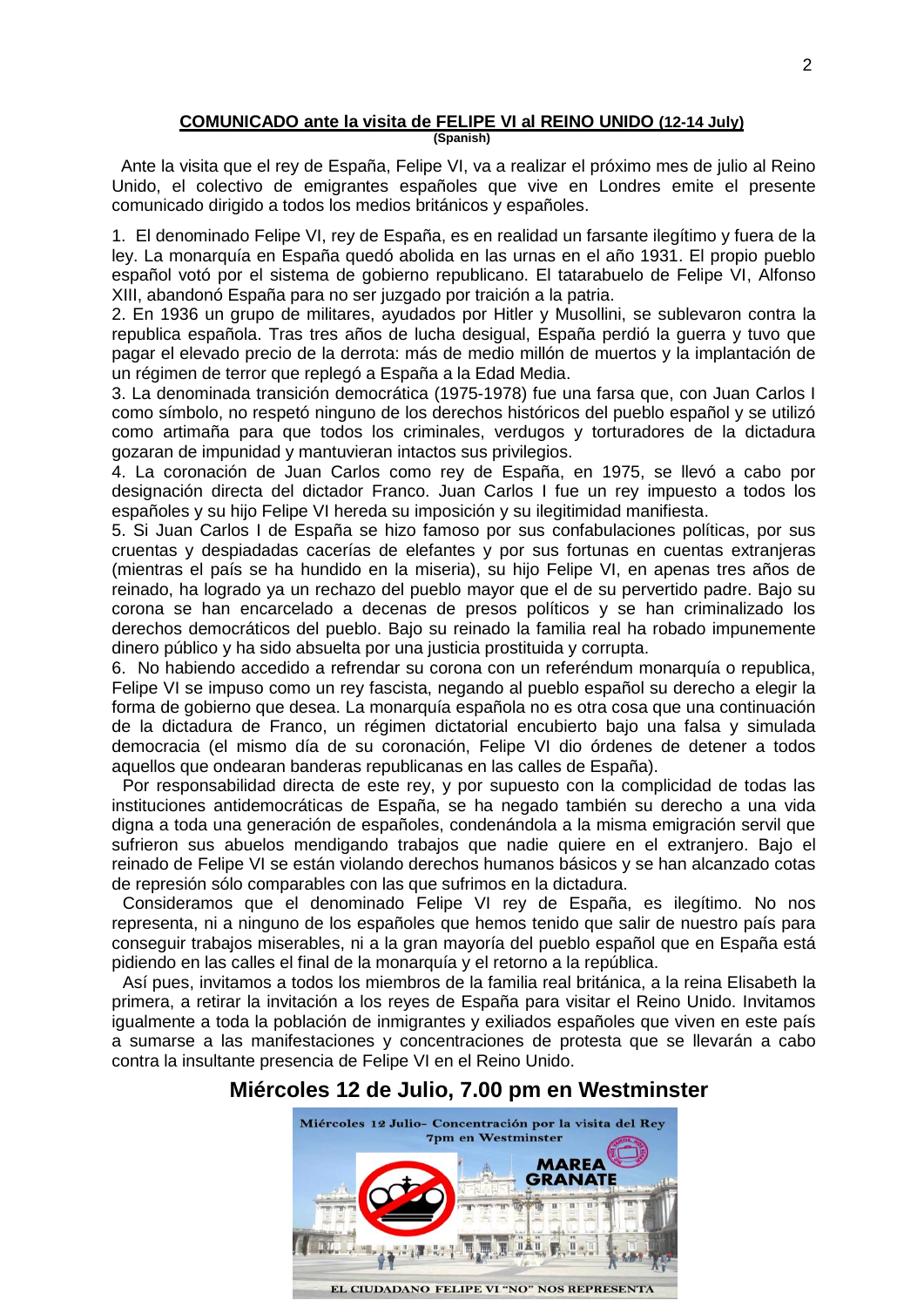**COMUNICADO ante la visita de FELIPE VI al REINO UNIDO (12-14 July)**
**(Spanish)**

Ante la visita que el rey de España, Felipe VI, va a realizar el próximo mes de julio al Reino Unido, el colectivo de emigrantes españoles que vive en Londres emite el presente comunicado dirigido a todos los medios británicos y españoles.

1. El denominado Felipe VI, rey de España, es en realidad un farsante ilegítimo y fuera de la ley. La monarquía en España quedó abolida en las urnas en el año 1931. El propio pueblo español votó por el sistema de gobierno republicano. El tatarabuelo de Felipe VI, Alfonso XIII, abandonó España para no ser juzgado por traición a la patria.
2. En 1936 un grupo de militares, ayudados por Hitler y Musollini, se sublevaron contra la republica española. Tras tres años de lucha desigual, España perdió la guerra y tuvo que pagar el elevado precio de la derrota: más de medio millón de muertos y la implantación de un régimen de terror que replegó a España a la Edad Media.
3. La denominada transición democrática (1975-1978) fue una farsa que, con Juan Carlos I como símbolo, no respetó ninguno de los derechos históricos del pueblo español y se utilizó como artimaña para que todos los criminales, verdugos y torturadores de la dictadura gozaran de impunidad y mantuvieran intactos sus privilegios.
4. La coronación de Juan Carlos como rey de España, en 1975, se llevó a cabo por designación directa del dictador Franco. Juan Carlos I fue un rey impuesto a todos los españoles y su hijo Felipe VI hereda su imposición y su ilegitimidad manifiesta.
5. Si Juan Carlos I de España se hizo famoso por sus confabulaciones políticas, por sus cruentas y despiadadas cacerías de elefantes y por sus fortunas en cuentas extranjeras (mientras el país se ha hundido en la miseria), su hijo Felipe VI, en apenas tres años de reinado, ha logrado ya un rechazo del pueblo mayor que el de su pervertido padre. Bajo su corona se han encarcelado a decenas de presos políticos y se han criminalizado los derechos democráticos del pueblo. Bajo su reinado la familia real ha robado impunemente dinero público y ha sido absuelta por una justicia prostituida y corrupta.
6. No habiendo accedido a refrendar su corona con un referéndum monarquía o republica, Felipe VI se impuso como un rey fascista, negando al pueblo español su derecho a elegir la forma de gobierno que desea. La monarquía española no es otra cosa que una continuación de la dictadura de Franco, un régimen dictatorial encubierto bajo una falsa y simulada democracia (el mismo día de su coronación, Felipe VI dio órdenes de detener a todos aquellos que ondearan banderas republicanas en las calles de España).

Por responsabilidad directa de este rey, y por supuesto con la complicidad de todas las instituciones antidemocráticas de España, se ha negado también su derecho a una vida digna a toda una generación de españoles, condenándola a la misma emigración servil que sufrieron sus abuelos mendigando trabajos que nadie quiere en el extranjero. Bajo el reinado de Felipe VI se están violando derechos humanos básicos y se han alcanzado cotas de represión sólo comparables con las que sufrimos en la dictadura.

Consideramos que el denominado Felipe VI rey de España, es ilegítimo. No nos representa, ni a ninguno de los españoles que hemos tenido que salir de nuestro país para conseguir trabajos miserables, ni a la gran mayoría del pueblo español que en España está pidiendo en las calles el final de la monarquía y el retorno a la república.

Así pues, invitamos a todos los miembros de la familia real británica, a la reina Elisabeth la primera, a retirar la invitación a los reyes de España para visitar el Reino Unido. Invitamos igualmente a toda la población de inmigrantes y exiliados españoles que viven en este país a sumarse a las manifestaciones y concentraciones de protesta que se llevarán a cabo contra la insultante presencia de Felipe VI en el Reino Unido.

## Miércoles 12 de Julio, 7.00 pm en Westminster

Miércoles 12 Julio- Concentración por la visita del Rey
7pm en Westminster

MAREA GRANATE

EL CIUDADANO FELIPE VI "NO" NOS REPRESENTA